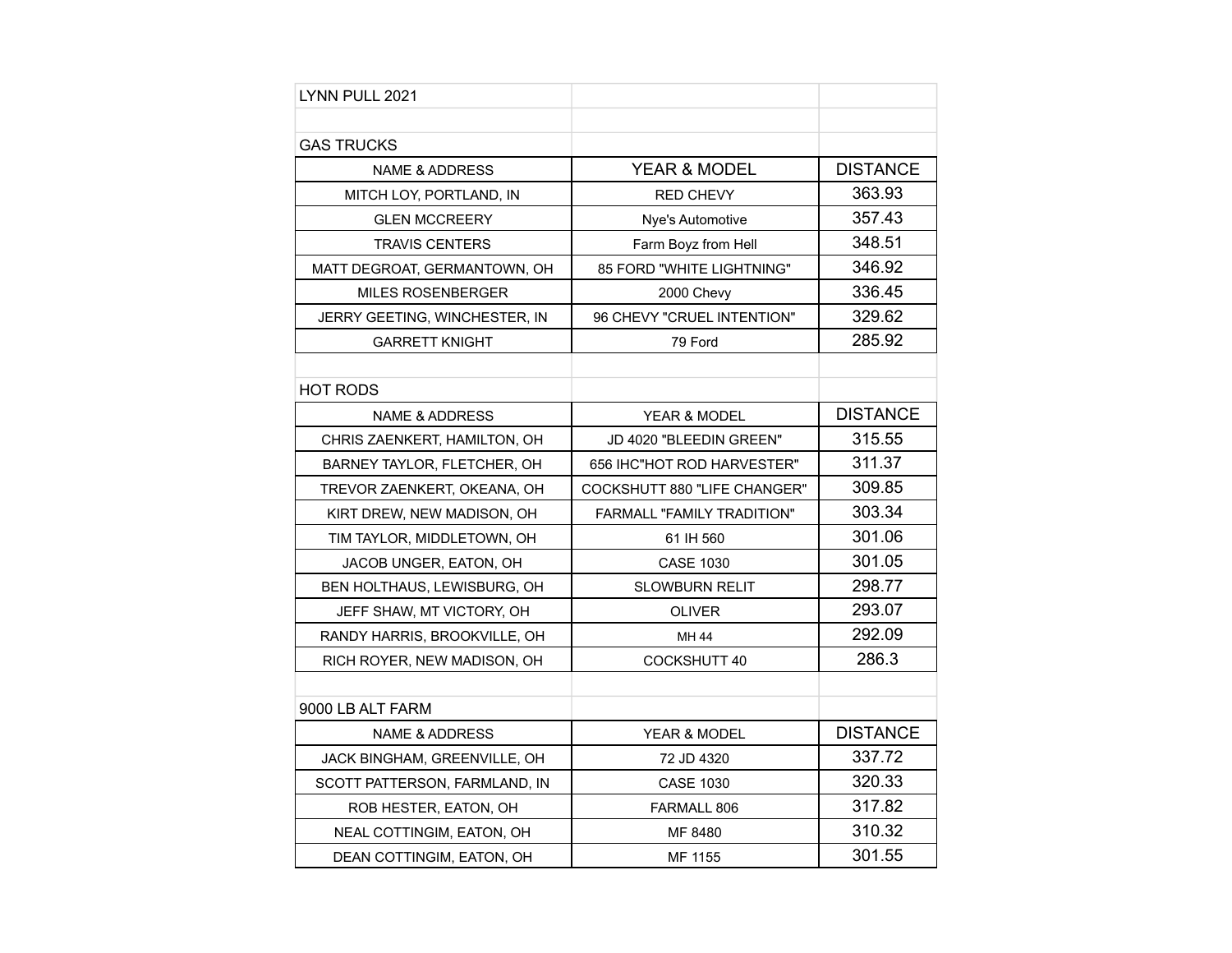# LYNN PULL 2021

## GAS TRUCKS

| NAME & ADDRESS | YEAR & MODEL | DISTANCE |
| --- | --- | --- |
| MITCH LOY, PORTLAND, IN | RED CHEVY | 363.93 |
| GLEN MCCREERY | Nye's Automotive | 357.43 |
| TRAVIS CENTERS | Farm Boyz from Hell | 348.51 |
| MATT DEGROAT, GERMANTOWN, OH | 85 FORD "WHITE LIGHTNING" | 346.92 |
| MILES ROSENBERGER | 2000 Chevy | 336.45 |
| JERRY GEETING, WINCHESTER, IN | 96 CHEVY "CRUEL INTENTION" | 329.62 |
| GARRETT KNIGHT | 79 Ford | 285.92 |

## HOT RODS

| NAME & ADDRESS | YEAR & MODEL | DISTANCE |
| --- | --- | --- |
| CHRIS ZAENKERT, HAMILTON, OH | JD 4020 "BLEEDIN GREEN" | 315.55 |
| BARNEY TAYLOR, FLETCHER, OH | 656 IHC"HOT ROD HARVESTER" | 311.37 |
| TREVOR ZAENKERT, OKEANA, OH | COCKSHUTT 880 "LIFE CHANGER" | 309.85 |
| KIRT DREW, NEW MADISON, OH | FARMALL "FAMILY TRADITION" | 303.34 |
| TIM TAYLOR, MIDDLETOWN, OH | 61 IH 560 | 301.06 |
| JACOB UNGER, EATON, OH | CASE 1030 | 301.05 |
| BEN HOLTHAUS, LEWISBURG, OH | SLOWBURN RELIT | 298.77 |
| JEFF SHAW, MT VICTORY, OH | OLIVER | 293.07 |
| RANDY HARRIS, BROOKVILLE, OH | MH 44 | 292.09 |
| RICH ROYER, NEW MADISON, OH | COCKSHUTT 40 | 286.3 |

## 9000 LB ALT FARM

| NAME & ADDRESS | YEAR & MODEL | DISTANCE |
| --- | --- | --- |
| JACK BINGHAM, GREENVILLE, OH | 72 JD 4320 | 337.72 |
| SCOTT PATTERSON, FARMLAND, IN | CASE 1030 | 320.33 |
| ROB HESTER, EATON, OH | FARMALL 806 | 317.82 |
| NEAL COTTINGIM, EATON, OH | MF 8480 | 310.32 |
| DEAN COTTINGIM, EATON, OH | MF 1155 | 301.55 |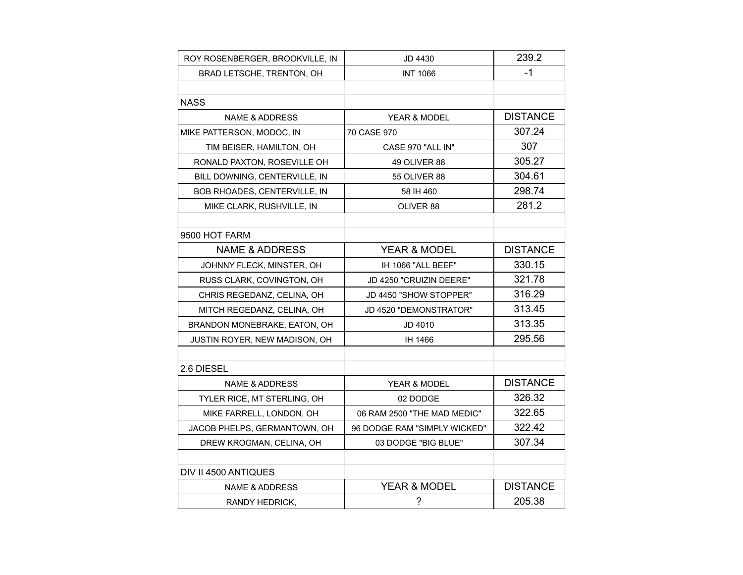| | | |
|---|---|---|
| ROY ROSENBERGER, BROOKVILLE, IN | JD 4430 | 239.2 |
| BRAD LETSCHE, TRENTON, OH | INT 1066 | -1 |

## NASS

| NAME & ADDRESS | YEAR & MODEL | DISTANCE |
|---|---|---|
| MIKE PATTERSON, MODOC, IN | 70 CASE 970 | 307.24 |
| TIM BEISER, HAMILTON, OH | CASE 970 "ALL IN" | 307 |
| RONALD PAXTON, ROSEVILLE OH | 49 OLIVER 88 | 305.27 |
| BILL DOWNING, CENTERVILLE, IN | 55 OLIVER 88 | 304.61 |
| BOB RHOADES, CENTERVILLE, IN | 58 IH 460 | 298.74 |
| MIKE CLARK, RUSHVILLE, IN | OLIVER 88 | 281.2 |

## 9500 HOT FARM

| NAME & ADDRESS | YEAR & MODEL | DISTANCE |
|---|---|---|
| JOHNNY FLECK, MINSTER, OH | IH 1066 "ALL BEEF" | 330.15 |
| RUSS CLARK, COVINGTON, OH | JD 4250 "CRUIZIN DEERE" | 321.78 |
| CHRIS REGEDANZ, CELINA, OH | JD 4450 "SHOW STOPPER" | 316.29 |
| MITCH REGEDANZ, CELINA, OH | JD 4520 "DEMONSTRATOR" | 313.45 |
| BRANDON MONEBRAKE, EATON, OH | JD 4010 | 313.35 |
| JUSTIN ROYER, NEW MADISON, OH | IH 1466 | 295.56 |

## 2.6 DIESEL

| NAME & ADDRESS | YEAR & MODEL | DISTANCE |
|---|---|---|
| TYLER RICE, MT STERLING, OH | 02 DODGE | 326.32 |
| MIKE FARRELL, LONDON, OH | 06 RAM 2500 "THE MAD MEDIC" | 322.65 |
| JACOB PHELPS, GERMANTOWN, OH | 96 DODGE RAM "SIMPLY WICKED" | 322.42 |
| DREW KROGMAN, CELINA, OH | 03 DODGE "BIG BLUE" | 307.34 |

## DIV II 4500 ANTIQUES

| NAME & ADDRESS | YEAR & MODEL | DISTANCE |
|---|---|---|
| RANDY HEDRICK, | ? | 205.38 |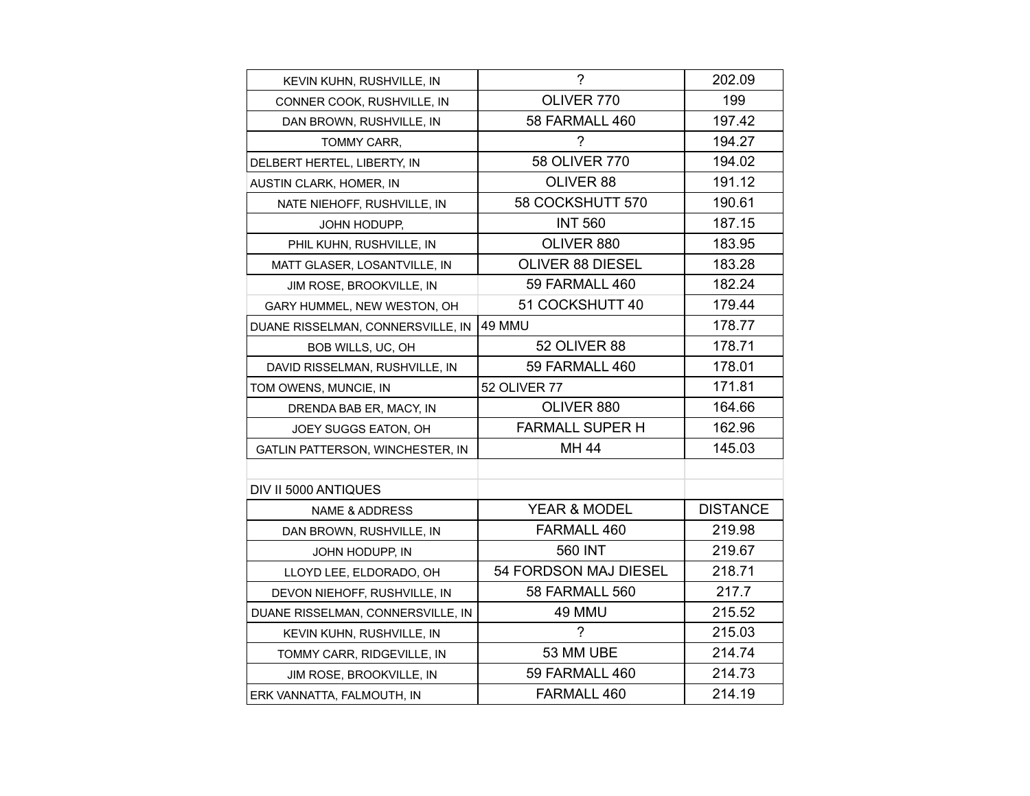| | | |
|---|---|---|
| KEVIN KUHN, RUSHVILLE, IN | ? | 202.09 |
| CONNER COOK, RUSHVILLE, IN | OLIVER 770 | 199 |
| DAN BROWN, RUSHVILLE, IN | 58 FARMALL 460 | 197.42 |
| TOMMY CARR, | ? | 194.27 |
| DELBERT HERTEL, LIBERTY, IN | 58 OLIVER 770 | 194.02 |
| AUSTIN CLARK, HOMER, IN | OLIVER 88 | 191.12 |
| NATE NIEHOFF, RUSHVILLE, IN | 58 COCKSHUTT 570 | 190.61 |
| JOHN HODUPP, | INT 560 | 187.15 |
| PHIL KUHN, RUSHVILLE, IN | OLIVER 880 | 183.95 |
| MATT GLASER, LOSANTVILLE, IN | OLIVER 88 DIESEL | 183.28 |
| JIM ROSE, BROOKVILLE, IN | 59 FARMALL 460 | 182.24 |
| GARY HUMMEL, NEW WESTON, OH | 51 COCKSHUTT 40 | 179.44 |
| DUANE RISSELMAN, CONNERSVILLE, IN | 49 MMU | 178.77 |
| BOB WILLS, UC, OH | 52 OLIVER 88 | 178.71 |
| DAVID RISSELMAN, RUSHVILLE, IN | 59 FARMALL 460 | 178.01 |
| TOM OWENS, MUNCIE, IN | 52 OLIVER 77 | 171.81 |
| DRENDA BAB ER, MACY, IN | OLIVER 880 | 164.66 |
| JOEY SUGGS EATON, OH | FARMALL SUPER H | 162.96 |
| GATLIN PATTERSON, WINCHESTER, IN | MH 44 | 145.03 |

DIV II 5000 ANTIQUES

| NAME & ADDRESS | YEAR & MODEL | DISTANCE |
|---|---|---|
| DAN BROWN, RUSHVILLE, IN | FARMALL 460 | 219.98 |
| JOHN HODUPP, IN | 560 INT | 219.67 |
| LLOYD LEE, ELDORADO, OH | 54 FORDSON MAJ DIESEL | 218.71 |
| DEVON NIEHOFF, RUSHVILLE, IN | 58 FARMALL 560 | 217.7 |
| DUANE RISSELMAN, CONNERSVILLE, IN | 49 MMU | 215.52 |
| KEVIN KUHN, RUSHVILLE, IN | ? | 215.03 |
| TOMMY CARR, RIDGEVILLE, IN | 53 MM UBE | 214.74 |
| JIM ROSE, BROOKVILLE, IN | 59 FARMALL 460 | 214.73 |
| ERK VANNATTA, FALMOUTH, IN | FARMALL 460 | 214.19 |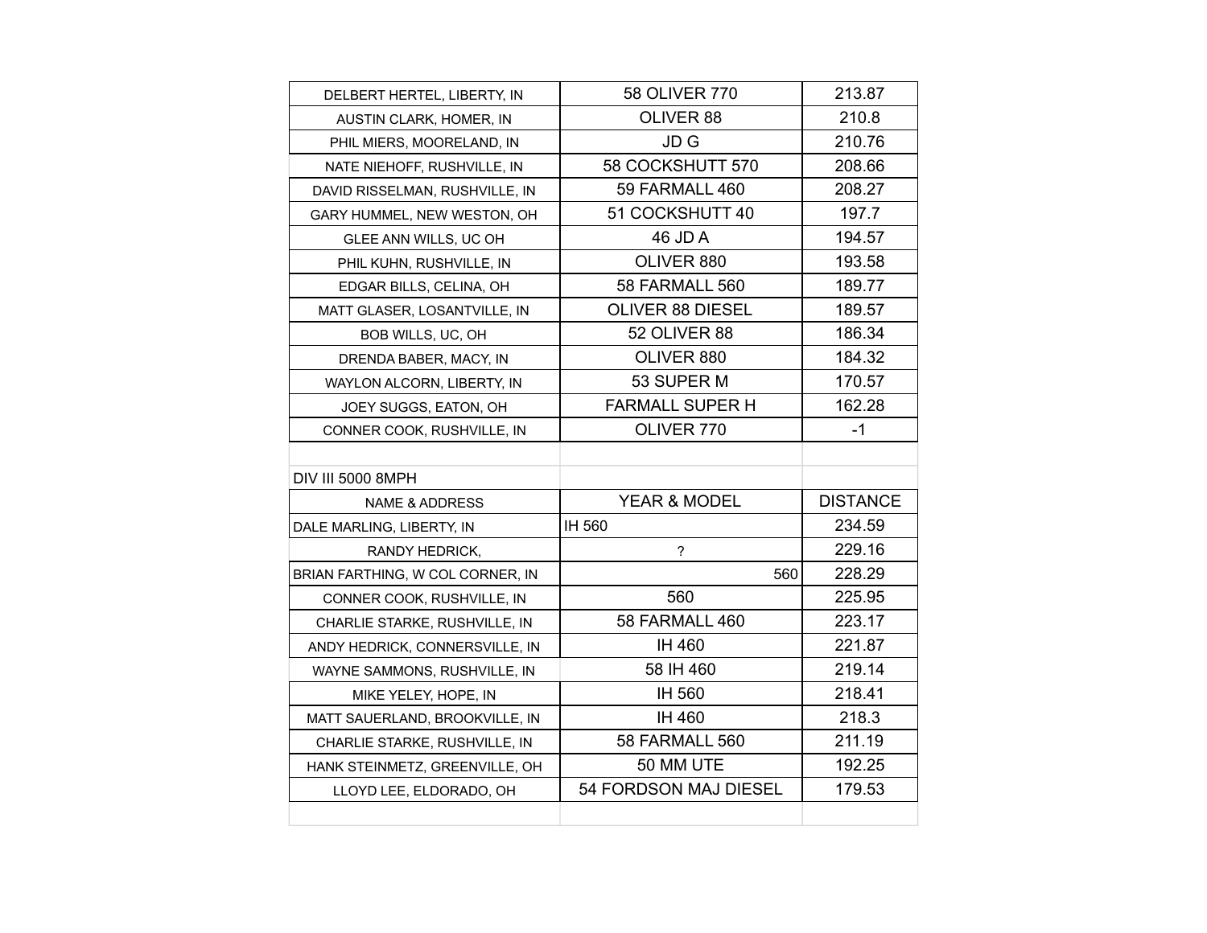| | | |
|---|---|---|
| DELBERT HERTEL, LIBERTY, IN | 58 OLIVER 770 | 213.87 |
| AUSTIN CLARK, HOMER, IN | OLIVER 88 | 210.8 |
| PHIL MIERS, MOORELAND, IN | JD G | 210.76 |
| NATE NIEHOFF, RUSHVILLE, IN | 58 COCKSHUTT 570 | 208.66 |
| DAVID RISSELMAN, RUSHVILLE, IN | 59 FARMALL 460 | 208.27 |
| GARY HUMMEL, NEW WESTON, OH | 51 COCKSHUTT 40 | 197.7 |
| GLEE ANN WILLS, UC OH | 46 JD A | 194.57 |
| PHIL KUHN, RUSHVILLE, IN | OLIVER 880 | 193.58 |
| EDGAR BILLS, CELINA, OH | 58 FARMALL 560 | 189.77 |
| MATT GLASER, LOSANTVILLE, IN | OLIVER 88 DIESEL | 189.57 |
| BOB WILLS, UC, OH | 52 OLIVER 88 | 186.34 |
| DRENDA BABER, MACY, IN | OLIVER 880 | 184.32 |
| WAYLON ALCORN, LIBERTY, IN | 53 SUPER M | 170.57 |
| JOEY SUGGS, EATON, OH | FARMALL SUPER H | 162.28 |
| CONNER COOK, RUSHVILLE, IN | OLIVER 770 | -1 |

DIV III 5000 8MPH

| NAME & ADDRESS | YEAR & MODEL | DISTANCE |
|---|---|---|
| DALE MARLING, LIBERTY, IN | IH 560 | 234.59 |
| RANDY HEDRICK, | ? | 229.16 |
| BRIAN FARTHING, W COL CORNER, IN | 560 | 228.29 |
| CONNER COOK, RUSHVILLE, IN | 560 | 225.95 |
| CHARLIE STARKE, RUSHVILLE, IN | 58 FARMALL 460 | 223.17 |
| ANDY HEDRICK, CONNERSVILLE, IN | IH 460 | 221.87 |
| WAYNE SAMMONS, RUSHVILLE, IN | 58 IH 460 | 219.14 |
| MIKE YELEY, HOPE, IN | IH 560 | 218.41 |
| MATT SAUERLAND, BROOKVILLE, IN | IH 460 | 218.3 |
| CHARLIE STARKE, RUSHVILLE, IN | 58 FARMALL 560 | 211.19 |
| HANK STEINMETZ, GREENVILLE, OH | 50 MM UTE | 192.25 |
| LLOYD LEE, ELDORADO, OH | 54 FORDSON MAJ DIESEL | 179.53 |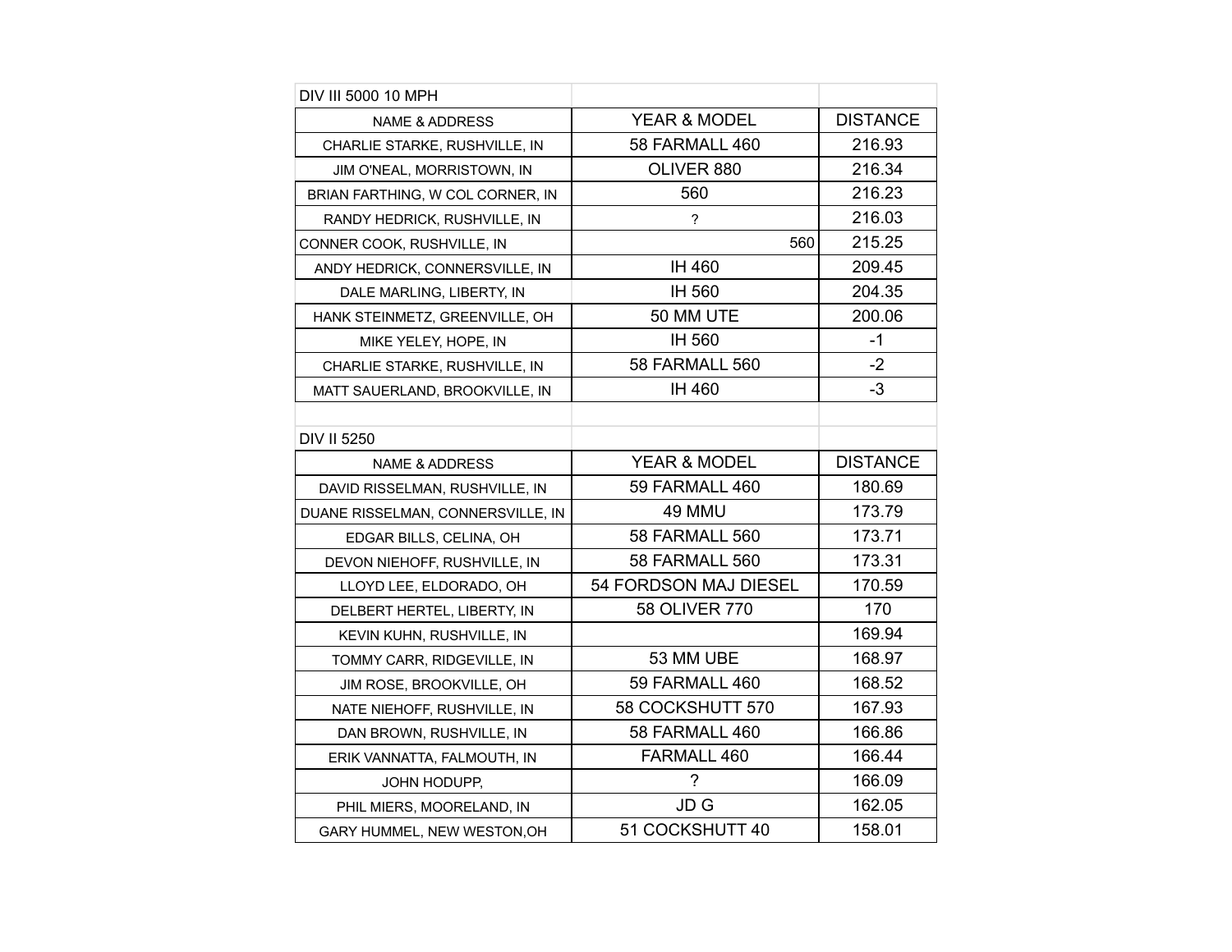## DIV III 5000 10 MPH

| NAME & ADDRESS | YEAR & MODEL | DISTANCE |
|---|---|---|
| CHARLIE STARKE, RUSHVILLE, IN | 58 FARMALL 460 | 216.93 |
| JIM O'NEAL, MORRISTOWN, IN | OLIVER 880 | 216.34 |
| BRIAN FARTHING, W COL CORNER, IN | 560 | 216.23 |
| RANDY HEDRICK, RUSHVILLE, IN | ? | 216.03 |
| CONNER COOK, RUSHVILLE, IN | 560 | 215.25 |
| ANDY HEDRICK, CONNERSVILLE, IN | IH 460 | 209.45 |
| DALE MARLING, LIBERTY, IN | IH 560 | 204.35 |
| HANK STEINMETZ, GREENVILLE, OH | 50 MM UTE | 200.06 |
| MIKE YELEY, HOPE, IN | IH 560 | -1 |
| CHARLIE STARKE, RUSHVILLE, IN | 58 FARMALL 560 | -2 |
| MATT SAUERLAND, BROOKVILLE, IN | IH 460 | -3 |

## DIV II 5250

| NAME & ADDRESS | YEAR & MODEL | DISTANCE |
|---|---|---|
| DAVID RISSELMAN, RUSHVILLE, IN | 59 FARMALL 460 | 180.69 |
| DUANE RISSELMAN, CONNERSVILLE, IN | 49 MMU | 173.79 |
| EDGAR BILLS, CELINA, OH | 58 FARMALL 560 | 173.71 |
| DEVON NIEHOFF, RUSHVILLE, IN | 58 FARMALL 560 | 173.31 |
| LLOYD LEE, ELDORADO, OH | 54 FORDSON MAJ DIESEL | 170.59 |
| DELBERT HERTEL, LIBERTY, IN | 58 OLIVER 770 | 170 |
| KEVIN KUHN, RUSHVILLE, IN | | 169.94 |
| TOMMY CARR, RIDGEVILLE, IN | 53 MM UBE | 168.97 |
| JIM ROSE, BROOKVILLE, OH | 59 FARMALL 460 | 168.52 |
| NATE NIEHOFF, RUSHVILLE, IN | 58 COCKSHUTT 570 | 167.93 |
| DAN BROWN, RUSHVILLE, IN | 58 FARMALL 460 | 166.86 |
| ERIK VANNATTA, FALMOUTH, IN | FARMALL 460 | 166.44 |
| JOHN HODUPP, | ? | 166.09 |
| PHIL MIERS, MOORELAND, IN | JD G | 162.05 |
| GARY HUMMEL, NEW WESTON,OH | 51 COCKSHUTT 40 | 158.01 |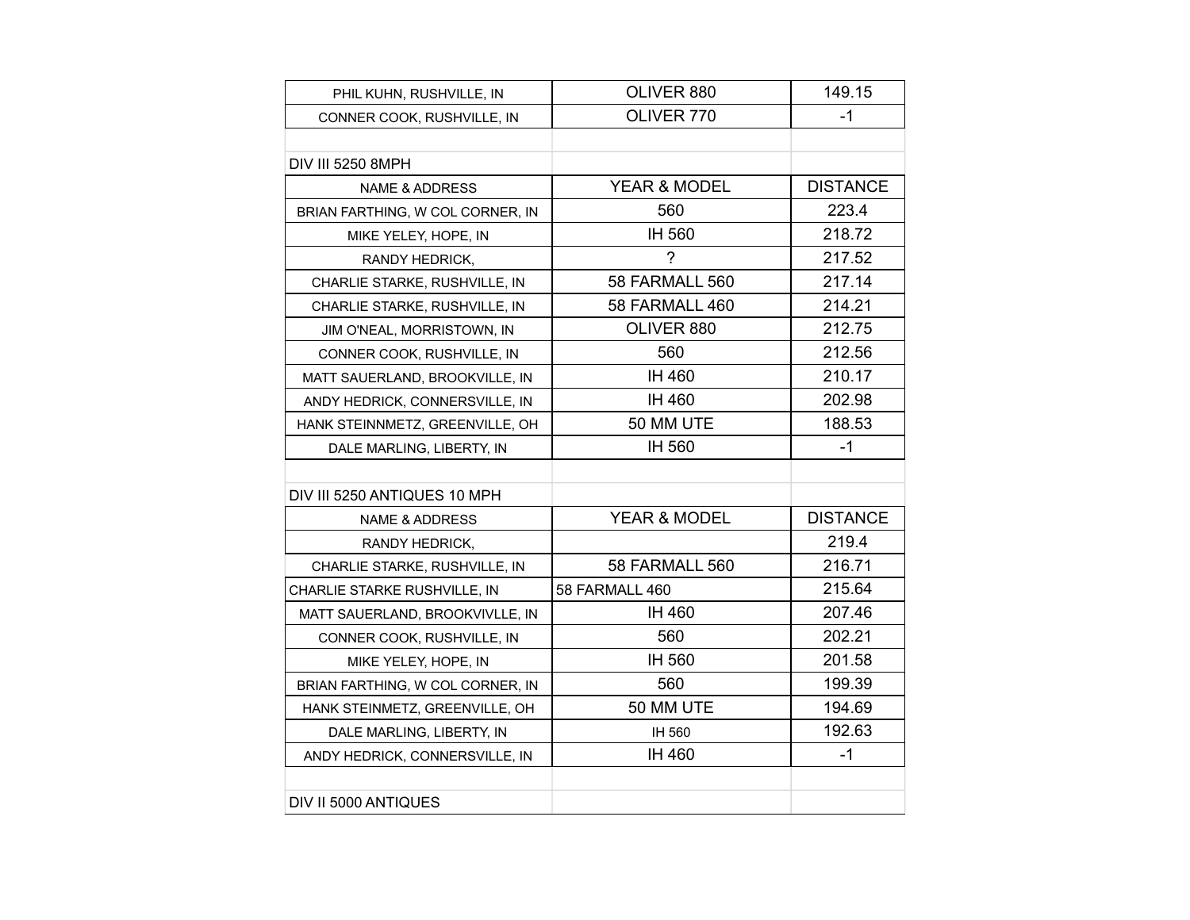| | | |
|---|---|---|
| PHIL KUHN, RUSHVILLE, IN | OLIVER 880 | 149.15 |
| CONNER COOK, RUSHVILLE, IN | OLIVER 770 | -1 |

DIV III 5250 8MPH

| NAME & ADDRESS | YEAR & MODEL | DISTANCE |
|---|---|---|
| BRIAN FARTHING, W COL CORNER, IN | 560 | 223.4 |
| MIKE YELEY, HOPE, IN | IH 560 | 218.72 |
| RANDY HEDRICK, | ? | 217.52 |
| CHARLIE STARKE, RUSHVILLE, IN | 58 FARMALL 560 | 217.14 |
| CHARLIE STARKE, RUSHVILLE, IN | 58 FARMALL 460 | 214.21 |
| JIM O'NEAL, MORRISTOWN, IN | OLIVER 880 | 212.75 |
| CONNER COOK, RUSHVILLE, IN | 560 | 212.56 |
| MATT SAUERLAND, BROOKVILLE, IN | IH 460 | 210.17 |
| ANDY HEDRICK, CONNERSVILLE, IN | IH 460 | 202.98 |
| HANK STEINNMETZ, GREENVILLE, OH | 50 MM UTE | 188.53 |
| DALE MARLING, LIBERTY, IN | IH 560 | -1 |

DIV III 5250 ANTIQUES 10 MPH

| NAME & ADDRESS | YEAR & MODEL | DISTANCE |
|---|---|---|
| RANDY HEDRICK, | | 219.4 |
| CHARLIE STARKE, RUSHVILLE, IN | 58 FARMALL 560 | 216.71 |
| CHARLIE STARKE RUSHVILLE, IN | 58 FARMALL 460 | 215.64 |
| MATT SAUERLAND, BROOKVIVLLE, IN | IH 460 | 207.46 |
| CONNER COOK, RUSHVILLE, IN | 560 | 202.21 |
| MIKE YELEY, HOPE, IN | IH 560 | 201.58 |
| BRIAN FARTHING, W COL CORNER, IN | 560 | 199.39 |
| HANK STEINMETZ, GREENVILLE, OH | 50 MM UTE | 194.69 |
| DALE MARLING, LIBERTY, IN | IH 560 | 192.63 |
| ANDY HEDRICK, CONNERSVILLE, IN | IH 460 | -1 |

DIV II 5000 ANTIQUES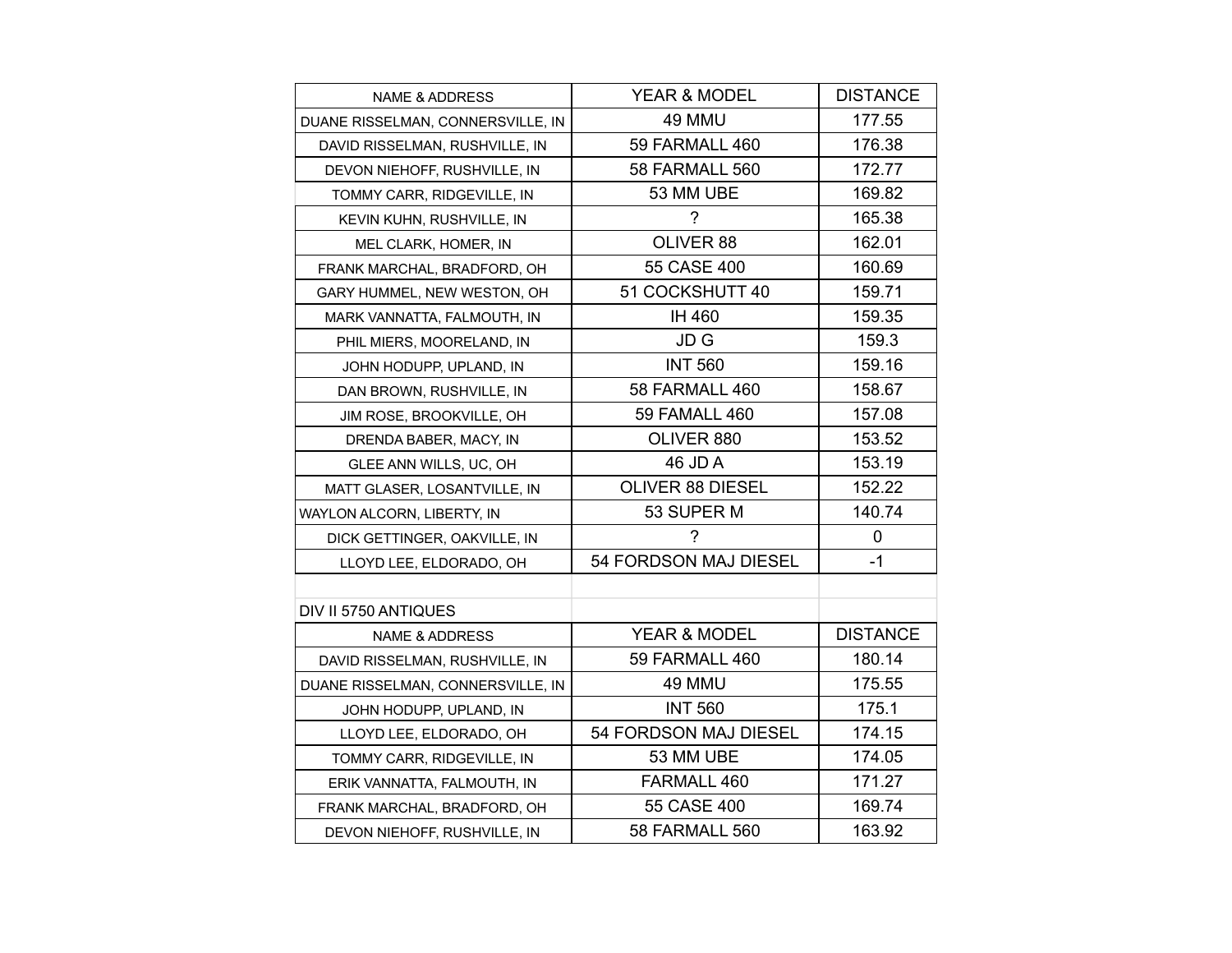| NAME & ADDRESS | YEAR & MODEL | DISTANCE |
|---|---|---|
| DUANE RISSELMAN, CONNERSVILLE, IN | 49 MMU | 177.55 |
| DAVID RISSELMAN, RUSHVILLE, IN | 59 FARMALL 460 | 176.38 |
| DEVON NIEHOFF, RUSHVILLE, IN | 58 FARMALL 560 | 172.77 |
| TOMMY CARR, RIDGEVILLE, IN | 53 MM UBE | 169.82 |
| KEVIN KUHN, RUSHVILLE, IN | ? | 165.38 |
| MEL CLARK, HOMER, IN | OLIVER 88 | 162.01 |
| FRANK MARCHAL, BRADFORD, OH | 55 CASE 400 | 160.69 |
| GARY HUMMEL, NEW WESTON, OH | 51 COCKSHUTT 40 | 159.71 |
| MARK VANNATTA, FALMOUTH, IN | IH 460 | 159.35 |
| PHIL MIERS, MOORELAND, IN | JD G | 159.3 |
| JOHN HODUPP, UPLAND, IN | INT 560 | 159.16 |
| DAN BROWN, RUSHVILLE, IN | 58 FARMALL 460 | 158.67 |
| JIM ROSE, BROOKVILLE, OH | 59 FAMALL 460 | 157.08 |
| DRENDA BABER, MACY, IN | OLIVER 880 | 153.52 |
| GLEE ANN WILLS, UC, OH | 46 JD A | 153.19 |
| MATT GLASER, LOSANTVILLE, IN | OLIVER 88 DIESEL | 152.22 |
| WAYLON ALCORN, LIBERTY, IN | 53 SUPER M | 140.74 |
| DICK GETTINGER, OAKVILLE, IN | ? | 0 |
| LLOYD LEE, ELDORADO, OH | 54 FORDSON MAJ DIESEL | -1 |

DIV II 5750 ANTIQUES

| NAME & ADDRESS | YEAR & MODEL | DISTANCE |
|---|---|---|
| DAVID RISSELMAN, RUSHVILLE, IN | 59 FARMALL 460 | 180.14 |
| DUANE RISSELMAN, CONNERSVILLE, IN | 49 MMU | 175.55 |
| JOHN HODUPP, UPLAND, IN | INT 560 | 175.1 |
| LLOYD LEE, ELDORADO, OH | 54 FORDSON MAJ DIESEL | 174.15 |
| TOMMY CARR, RIDGEVILLE, IN | 53 MM UBE | 174.05 |
| ERIK VANNATTA, FALMOUTH, IN | FARMALL 460 | 171.27 |
| FRANK MARCHAL, BRADFORD, OH | 55 CASE 400 | 169.74 |
| DEVON NIEHOFF, RUSHVILLE, IN | 58 FARMALL 560 | 163.92 |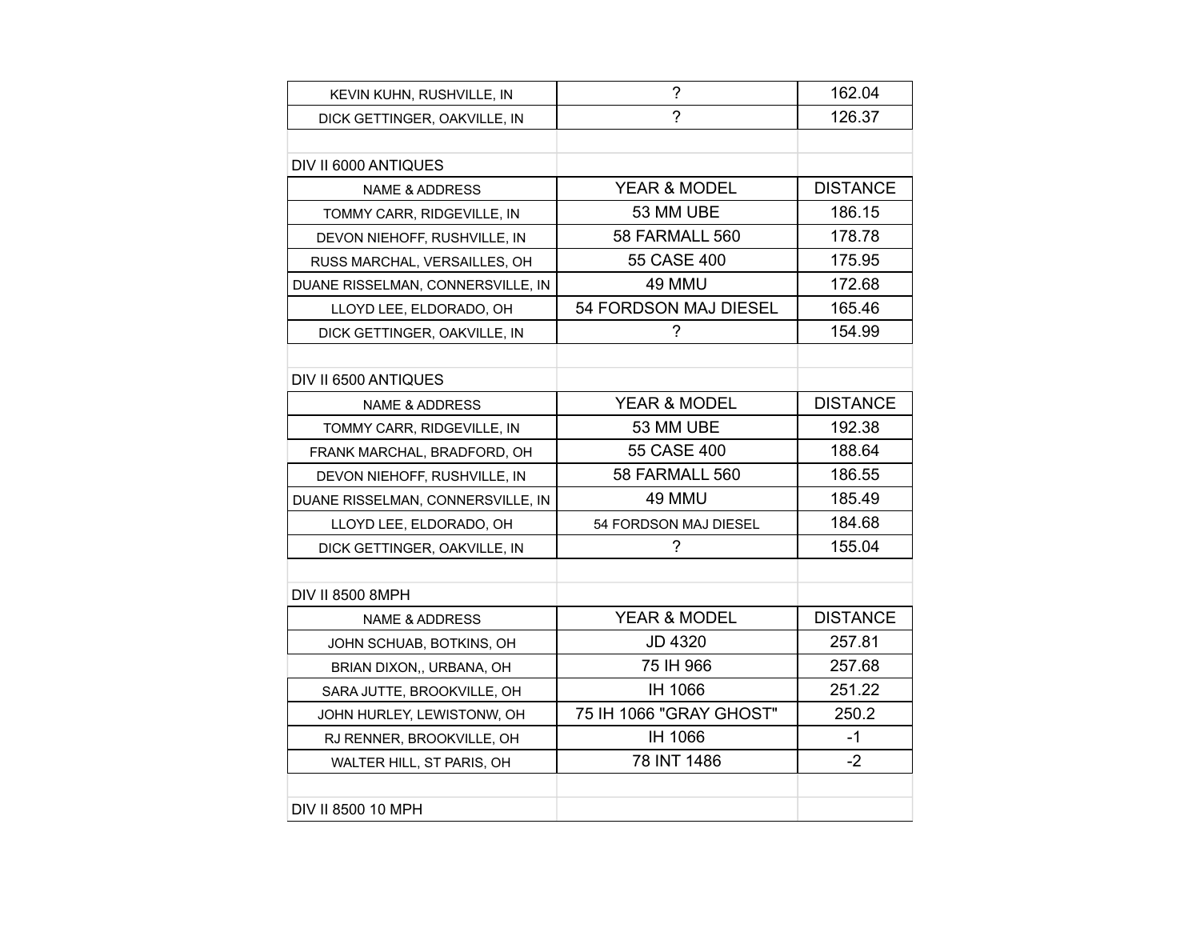| | | |
|---|---|---|
| KEVIN KUHN, RUSHVILLE, IN | ? | 162.04 |
| DICK GETTINGER, OAKVILLE, IN | ? | 126.37 |

DIV II 6000 ANTIQUES

| NAME & ADDRESS | YEAR & MODEL | DISTANCE |
|---|---|---|
| TOMMY CARR, RIDGEVILLE, IN | 53 MM UBE | 186.15 |
| DEVON NIEHOFF, RUSHVILLE, IN | 58 FARMALL 560 | 178.78 |
| RUSS MARCHAL, VERSAILLES, OH | 55 CASE 400 | 175.95 |
| DUANE RISSELMAN, CONNERSVILLE, IN | 49 MMU | 172.68 |
| LLOYD LEE, ELDORADO, OH | 54 FORDSON MAJ DIESEL | 165.46 |
| DICK GETTINGER, OAKVILLE, IN | ? | 154.99 |

DIV II 6500 ANTIQUES

| NAME & ADDRESS | YEAR & MODEL | DISTANCE |
|---|---|---|
| TOMMY CARR, RIDGEVILLE, IN | 53 MM UBE | 192.38 |
| FRANK MARCHAL, BRADFORD, OH | 55 CASE 400 | 188.64 |
| DEVON NIEHOFF, RUSHVILLE, IN | 58 FARMALL 560 | 186.55 |
| DUANE RISSELMAN, CONNERSVILLE, IN | 49 MMU | 185.49 |
| LLOYD LEE, ELDORADO, OH | 54 FORDSON MAJ DIESEL | 184.68 |
| DICK GETTINGER, OAKVILLE, IN | ? | 155.04 |

DIV II 8500 8MPH

| NAME & ADDRESS | YEAR & MODEL | DISTANCE |
|---|---|---|
| JOHN SCHUAB, BOTKINS, OH | JD 4320 | 257.81 |
| BRIAN DIXON,, URBANA, OH | 75 IH 966 | 257.68 |
| SARA JUTTE, BROOKVILLE, OH | IH 1066 | 251.22 |
| JOHN HURLEY, LEWISTONW, OH | 75 IH 1066 "GRAY GHOST" | 250.2 |
| RJ RENNER, BROOKVILLE, OH | IH 1066 | -1 |
| WALTER HILL, ST PARIS, OH | 78 INT 1486 | -2 |

DIV II 8500 10 MPH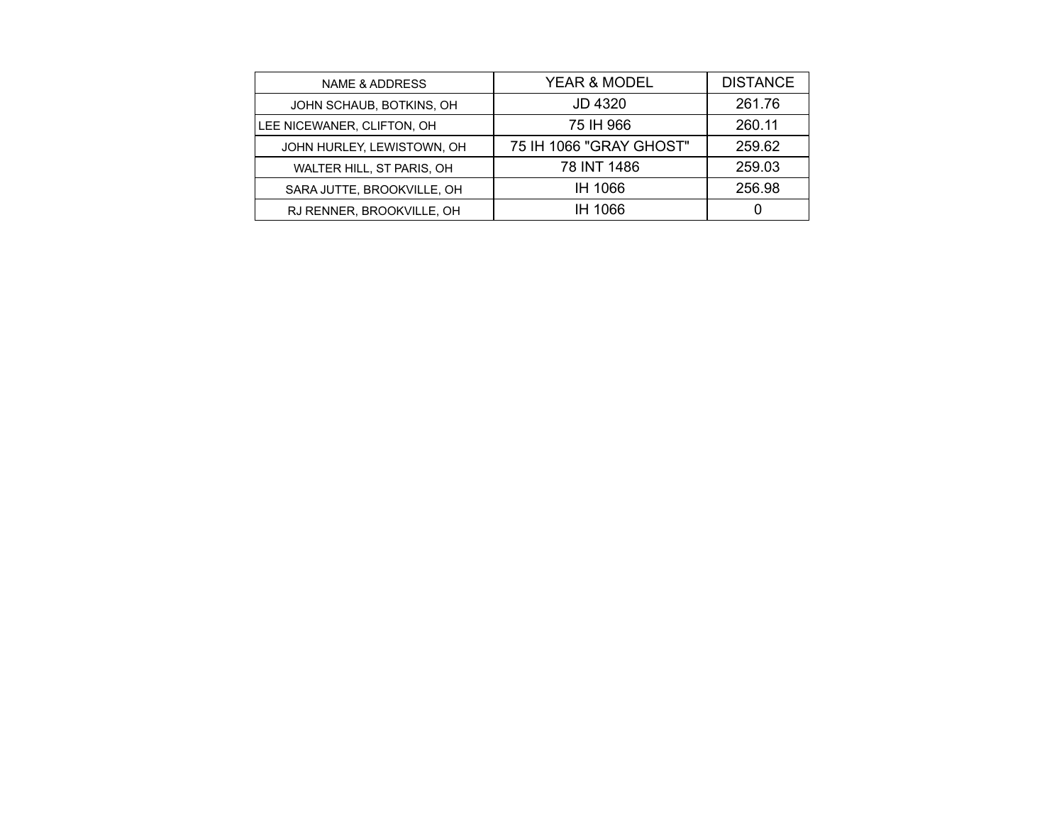| NAME & ADDRESS | YEAR & MODEL | DISTANCE |
| --- | --- | --- |
| JOHN SCHAUB, BOTKINS, OH | JD 4320 | 261.76 |
| LEE NICEWANER, CLIFTON, OH | 75 IH 966 | 260.11 |
| JOHN HURLEY, LEWISTOWN, OH | 75 IH 1066 "GRAY GHOST" | 259.62 |
| WALTER HILL, ST PARIS, OH | 78 INT 1486 | 259.03 |
| SARA JUTTE, BROOKVILLE, OH | IH 1066 | 256.98 |
| RJ RENNER, BROOKVILLE, OH | IH 1066 | 0 |